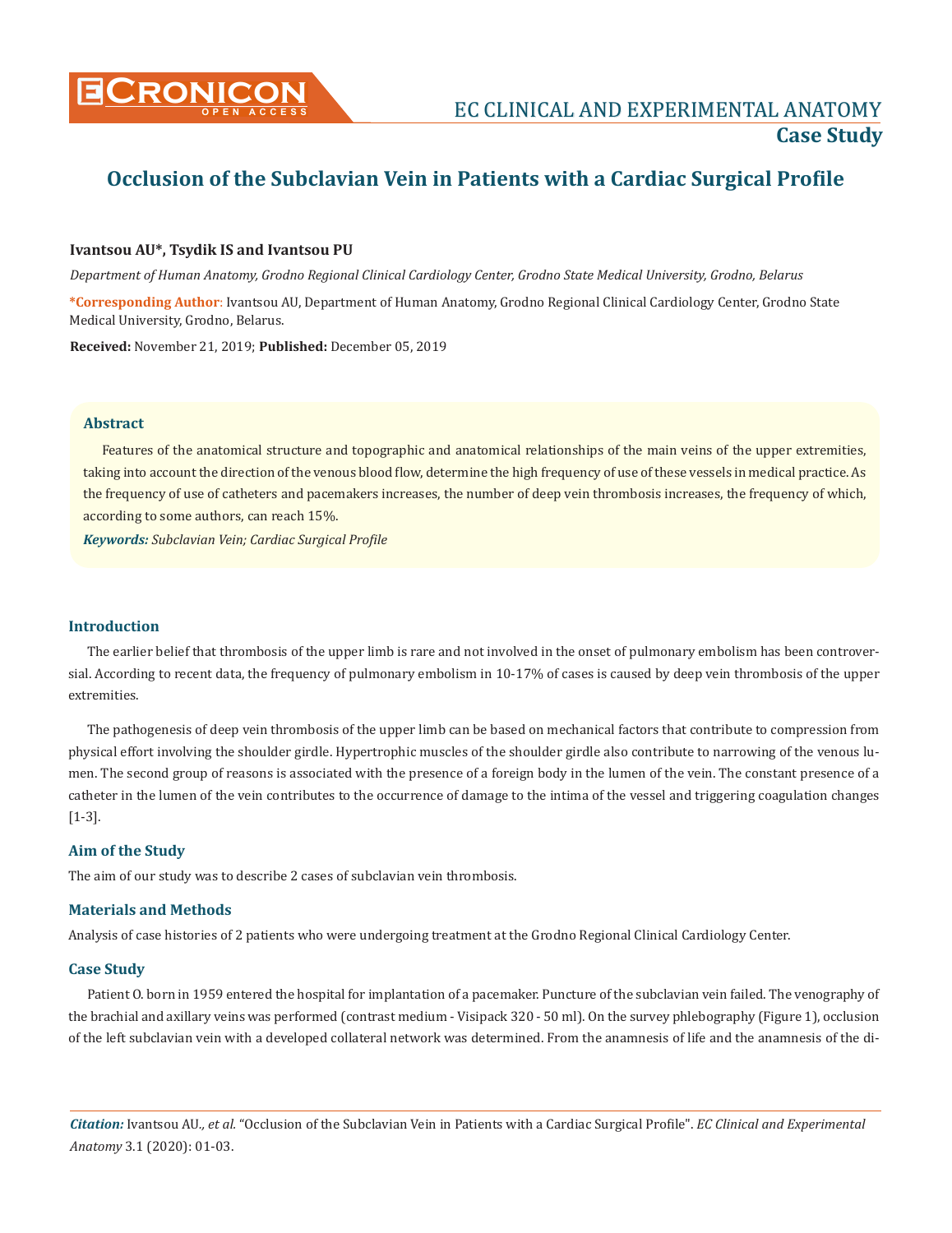# Occlusion of the Subclavian Vein in Patients with a Cardiac Surgical Profile

**Ivantsou AU\*, Tsydik IS and Ivantsou PU**

*Department of Human Anatomy, Grodno Regional Clinical Cardiology Center, Grodno State Medical University, Grodno, Belarus*

**\*Corresponding Author**: Ivantsou AU, Department of Human Anatomy, Grodno Regional Clinical Cardiology Center, Grodno State Medical University, Grodno, Belarus.

**Received:** November 21, 2019; **Published:** December 05, 2019

## Abstract

Features of the anatomical structure and topographic and anatomical relationships of the main veins of the upper extremities, taking into account the direction of the venous blood flow, determine the high frequency of use of these vessels in medical practice. As the frequency of use of catheters and pacemakers increases, the number of deep vein thrombosis increases, the frequency of which, according to some authors, can reach 15%.

***Keywords:*** *Subclavian Vein; Cardiac Surgical Profile*

## Introduction

The earlier belief that thrombosis of the upper limb is rare and not involved in the onset of pulmonary embolism has been controversial. According to recent data, the frequency of pulmonary embolism in 10-17% of cases is caused by deep vein thrombosis of the upper extremities.

The pathogenesis of deep vein thrombosis of the upper limb can be based on mechanical factors that contribute to compression from physical effort involving the shoulder girdle. Hypertrophic muscles of the shoulder girdle also contribute to narrowing of the venous lumen. The second group of reasons is associated with the presence of a foreign body in the lumen of the vein. The constant presence of a catheter in the lumen of the vein contributes to the occurrence of damage to the intima of the vessel and triggering coagulation changes [1-3].

## Aim of the Study

The aim of our study was to describe 2 cases of subclavian vein thrombosis.

## Materials and Methods

Analysis of case histories of 2 patients who were undergoing treatment at the Grodno Regional Clinical Cardiology Center.

## Case Study

Patient O. born in 1959 entered the hospital for implantation of a pacemaker. Puncture of the subclavian vein failed. The venography of the brachial and axillary veins was performed (contrast medium - Visipack 320 - 50 ml). On the survey phlebography (Figure 1), occlusion of the left subclavian vein with a developed collateral network was determined. From the anamnesis of life and the anamnesis of the di-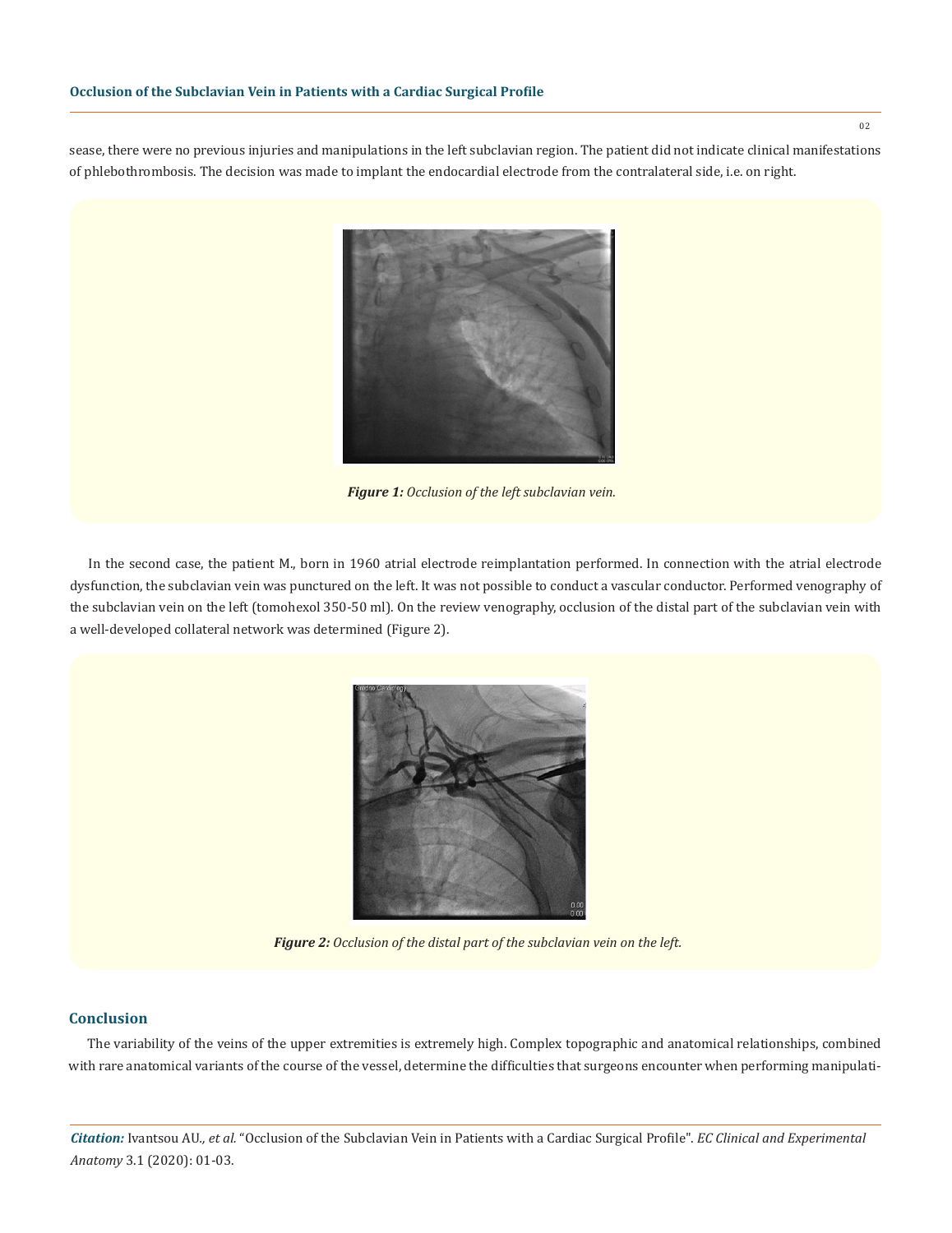sease, there were no previous injuries and manipulations in the left subclavian region. The patient did not indicate clinical manifestations of phlebothrombosis. The decision was made to implant the endocardial electrode from the contralateral side, i.e. on right.

***Figure 1:*** *Occlusion of the left subclavian vein.*

In the second case, the patient M., born in 1960 atrial electrode reimplantation performed. In connection with the atrial electrode dysfunction, the subclavian vein was punctured on the left. It was not possible to conduct a vascular conductor. Performed venography of the subclavian vein on the left (tomohexol 350-50 ml). On the review venography, occlusion of the distal part of the subclavian vein with a well-developed collateral network was determined (Figure 2).

***Figure 2:*** *Occlusion of the distal part of the subclavian vein on the left.*

## Conclusion

The variability of the veins of the upper extremities is extremely high. Complex topographic and anatomical relationships, combined with rare anatomical variants of the course of the vessel, determine the difficulties that surgeons encounter when performing manipulati-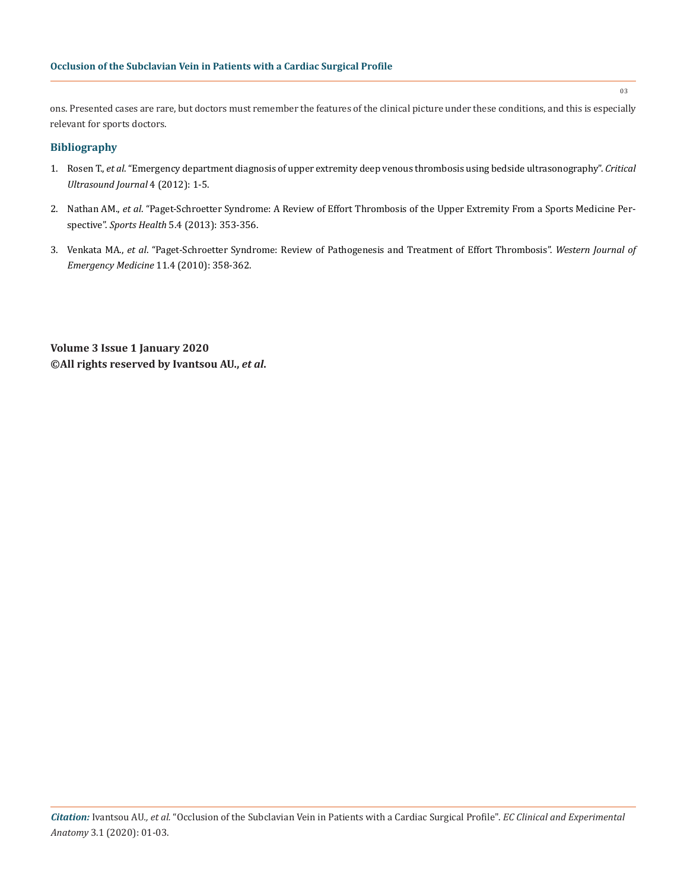ons. Presented cases are rare, but doctors must remember the features of the clinical picture under these conditions, and this is especially relevant for sports doctors.

## Bibliography

1. Rosen T., *et al*. "Emergency department diagnosis of upper extremity deep venous thrombosis using bedside ultrasonography". *Critical Ultrasound Journal* 4 (2012): 1-5.
2. Nathan AM., *et al*. "Paget-Schroetter Syndrome: A Review of Effort Thrombosis of the Upper Extremity From a Sports Medicine Perspective". *Sports Health* 5.4 (2013): 353-356.
3. Venkata MA., *et al*. "Paget-Schroetter Syndrome: Review of Pathogenesis and Treatment of Effort Thrombosis". *Western Journal of Emergency Medicine* 11.4 (2010): 358-362.

**Volume 3 Issue 1 January 2020**
**©All rights reserved by Ivantsou AU., *et al*.**